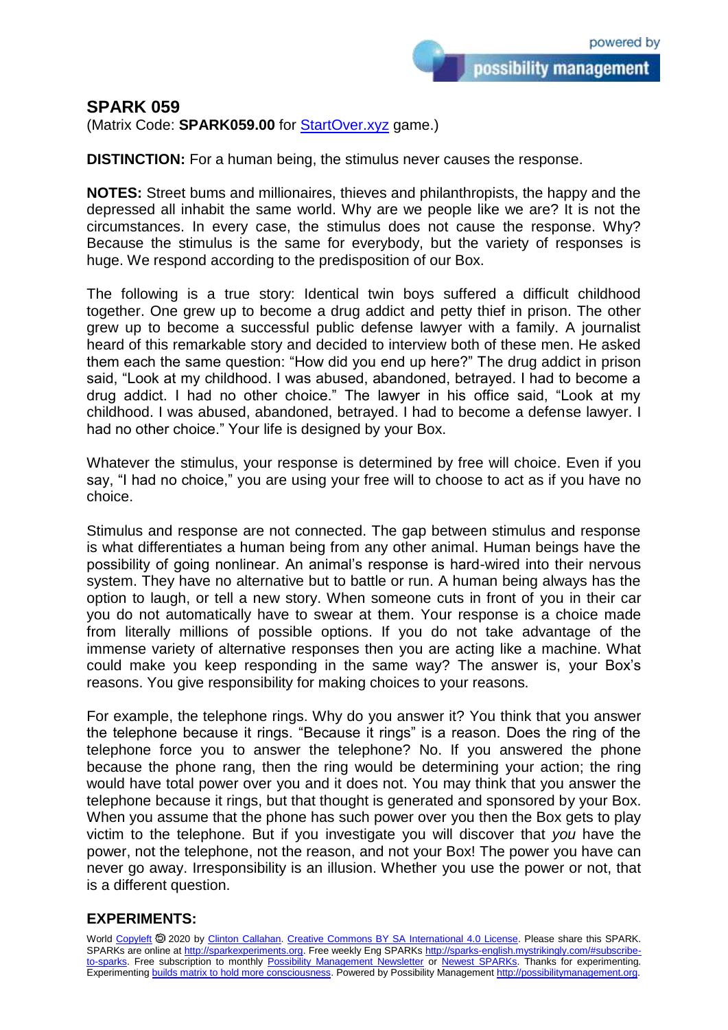# SPARK 059

(Matrix Code: **SPARK059.00** for [StartOver.xyz](StartOver.xyz) game.)

**DISTINCTION:** For a human being, the stimulus never causes the response.

**NOTES:** Street bums and millionaires, thieves and philanthropists, the happy and the depressed all inhabit the same world. Why are we people like we are? It is not the circumstances. In every case, the stimulus does not cause the response. Why? Because the stimulus is the same for everybody, but the variety of responses is huge. We respond according to the predisposition of our Box.

The following is a true story: Identical twin boys suffered a difficult childhood together. One grew up to become a drug addict and petty thief in prison. The other grew up to become a successful public defense lawyer with a family. A journalist heard of this remarkable story and decided to interview both of these men. He asked them each the same question: "How did you end up here?" The drug addict in prison said, "Look at my childhood. I was abused, abandoned, betrayed. I had to become a drug addict. I had no other choice." The lawyer in his office said, "Look at my childhood. I was abused, abandoned, betrayed. I had to become a defense lawyer. I had no other choice." Your life is designed by your Box.

Whatever the stimulus, your response is determined by free will choice. Even if you say, "I had no choice," you are using your free will to choose to act as if you have no choice.

Stimulus and response are not connected. The gap between stimulus and response is what differentiates a human being from any other animal. Human beings have the possibility of going nonlinear. An animal's response is hard-wired into their nervous system. They have no alternative but to battle or run. A human being always has the option to laugh, or tell a new story. When someone cuts in front of you in their car you do not automatically have to swear at them. Your response is a choice made from literally millions of possible options. If you do not take advantage of the immense variety of alternative responses then you are acting like a machine. What could make you keep responding in the same way? The answer is, your Box's reasons. You give responsibility for making choices to your reasons.

For example, the telephone rings. Why do you answer it? You think that you answer the telephone because it rings. "Because it rings" is a reason. Does the ring of the telephone force you to answer the telephone? No. If you answered the phone because the phone rang, then the ring would be determining your action; the ring would have total power over you and it does not. You may think that you answer the telephone because it rings, but that thought is generated and sponsored by your Box. When you assume that the phone has such power over you then the Box gets to play victim to the telephone. But if you investigate you will discover that *you* have the power, not the telephone, not the reason, and not your Box! The power you have can never go away. Irresponsibility is an illusion. Whether you use the power or not, that is a different question.

## EXPERIMENTS:

World Copyleft 🄯 2020 by Clinton Callahan. Creative Commons BY SA International 4.0 License. Please share this SPARK. SPARKs are online at http://sparkexperiments.org. Free weekly Eng SPARKs http://sparks-english.mystrikingly.com/#subscribe-to-sparks. Free subscription to monthly Possibility Management Newsletter or Newest SPARKs. Thanks for experimenting. Experimenting builds matrix to hold more consciousness. Powered by Possibility Management http://possibilitymanagement.org.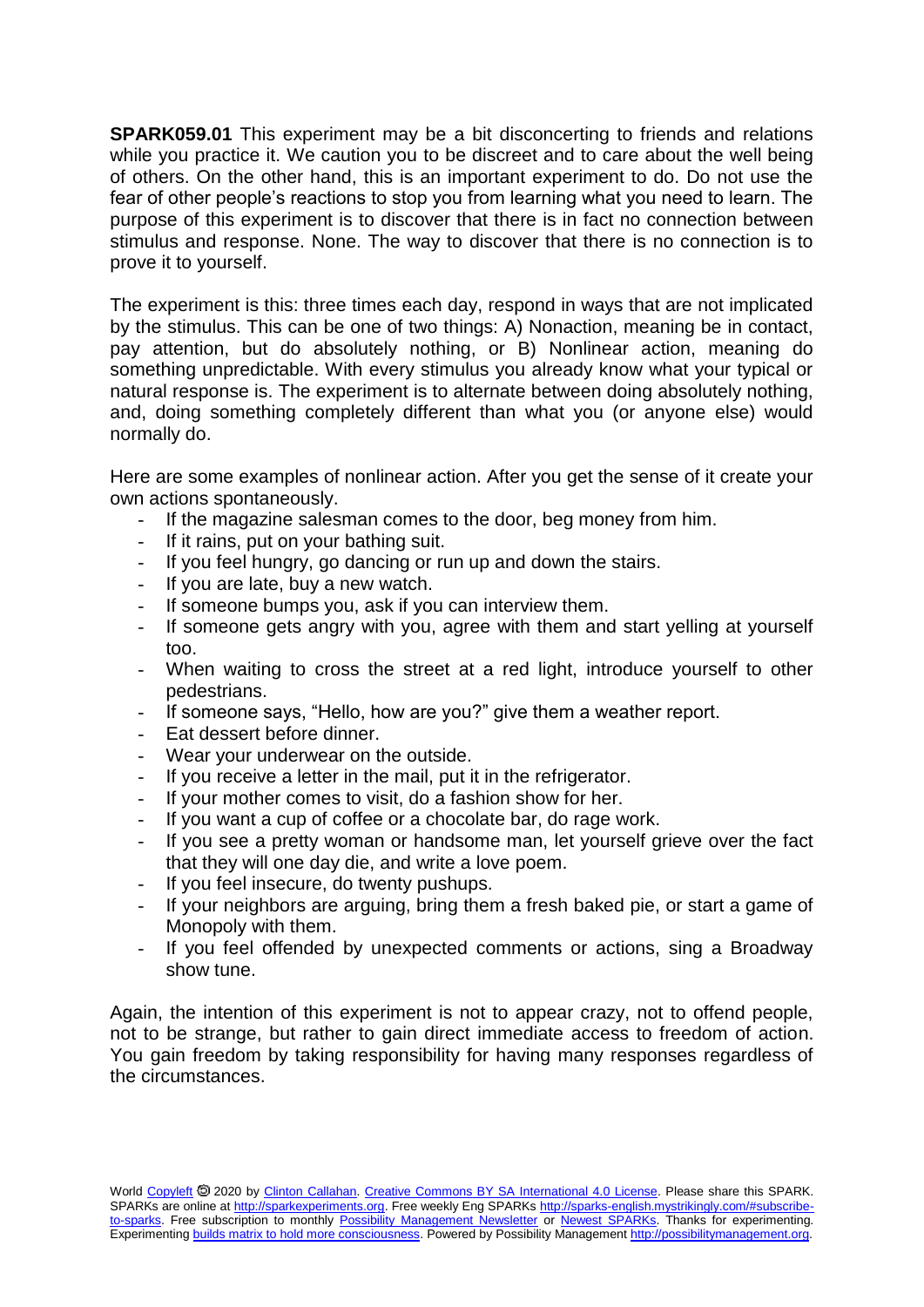**SPARK059.01** This experiment may be a bit disconcerting to friends and relations while you practice it. We caution you to be discreet and to care about the well being of others. On the other hand, this is an important experiment to do. Do not use the fear of other people's reactions to stop you from learning what you need to learn. The purpose of this experiment is to discover that there is in fact no connection between stimulus and response. None. The way to discover that there is no connection is to prove it to yourself.

The experiment is this: three times each day, respond in ways that are not implicated by the stimulus. This can be one of two things: A) Nonaction, meaning be in contact, pay attention, but do absolutely nothing, or B) Nonlinear action, meaning do something unpredictable. With every stimulus you already know what your typical or natural response is. The experiment is to alternate between doing absolutely nothing, and, doing something completely different than what you (or anyone else) would normally do.

Here are some examples of nonlinear action. After you get the sense of it create your own actions spontaneously.

- If the magazine salesman comes to the door, beg money from him.
- If it rains, put on your bathing suit.
- If you feel hungry, go dancing or run up and down the stairs.
- If you are late, buy a new watch.
- If someone bumps you, ask if you can interview them.
- If someone gets angry with you, agree with them and start yelling at yourself too.
- When waiting to cross the street at a red light, introduce yourself to other pedestrians.
- If someone says, "Hello, how are you?" give them a weather report.
- Eat dessert before dinner.
- Wear your underwear on the outside.
- If you receive a letter in the mail, put it in the refrigerator.
- If your mother comes to visit, do a fashion show for her.
- If you want a cup of coffee or a chocolate bar, do rage work.
- If you see a pretty woman or handsome man, let yourself grieve over the fact that they will one day die, and write a love poem.
- If you feel insecure, do twenty pushups.
- If your neighbors are arguing, bring them a fresh baked pie, or start a game of Monopoly with them.
- If you feel offended by unexpected comments or actions, sing a Broadway show tune.

Again, the intention of this experiment is not to appear crazy, not to offend people, not to be strange, but rather to gain direct immediate access to freedom of action. You gain freedom by taking responsibility for having many responses regardless of the circumstances.

World Copyleft 🄯 2020 by Clinton Callahan. Creative Commons BY SA International 4.0 License. Please share this SPARK. SPARKs are online at http://sparkexperiments.org. Free weekly Eng SPARKs http://sparks-english.mystrikingly.com/#subscribe-to-sparks. Free subscription to monthly Possibility Management Newsletter or Newest SPARKs. Thanks for experimenting. Experimenting builds matrix to hold more consciousness. Powered by Possibility Management http://possibilitymanagement.org.